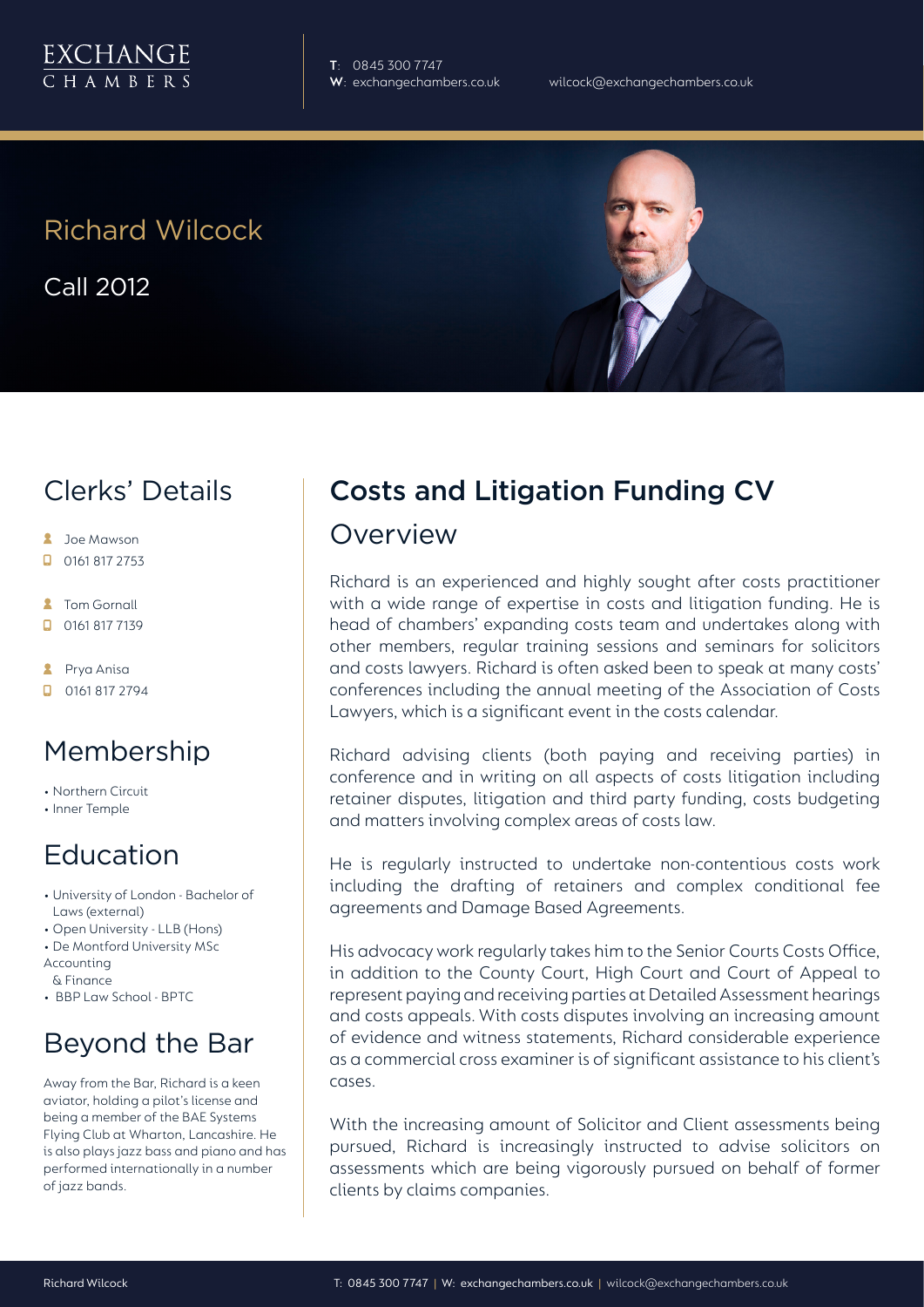EXCHANGE
CHAMBERS

**T**: 0845 300 7747
**W**: exchangechambers.co.uk
wilcock@exchangechambers.co.uk

# Richard Wilcock

Call 2012

## Clerks' Details

- Joe Mawson
- 0161 817 2753
- Tom Gornall
- 0161 817 7139
- Prya Anisa
- 0161 817 2794

## Membership

- Northern Circuit
- Inner Temple

## Education

- University of London - Bachelor of Laws (external)
- Open University - LLB (Hons)
- De Montford University MSc Accounting & Finance
- BBP Law School - BPTC

## Beyond the Bar

Away from the Bar, Richard is a keen aviator, holding a pilot's license and being a member of the BAE Systems Flying Club at Wharton, Lancashire. He is also plays jazz bass and piano and has performed internationally in a number of jazz bands.

## Costs and Litigation Funding CV

### Overview

Richard is an experienced and highly sought after costs practitioner with a wide range of expertise in costs and litigation funding. He is head of chambers' expanding costs team and undertakes along with other members, regular training sessions and seminars for solicitors and costs lawyers. Richard is often asked been to speak at many costs' conferences including the annual meeting of the Association of Costs Lawyers, which is a significant event in the costs calendar.

Richard advising clients (both paying and receiving parties) in conference and in writing on all aspects of costs litigation including retainer disputes, litigation and third party funding, costs budgeting and matters involving complex areas of costs law.

He is regularly instructed to undertake non-contentious costs work including the drafting of retainers and complex conditional fee agreements and Damage Based Agreements.

His advocacy work regularly takes him to the Senior Courts Costs Office, in addition to the County Court, High Court and Court of Appeal to represent paying and receiving parties at Detailed Assessment hearings and costs appeals. With costs disputes involving an increasing amount of evidence and witness statements, Richard considerable experience as a commercial cross examiner is of significant assistance to his client's cases.

With the increasing amount of Solicitor and Client assessments being pursued, Richard is increasingly instructed to advise solicitors on assessments which are being vigorously pursued on behalf of former clients by claims companies.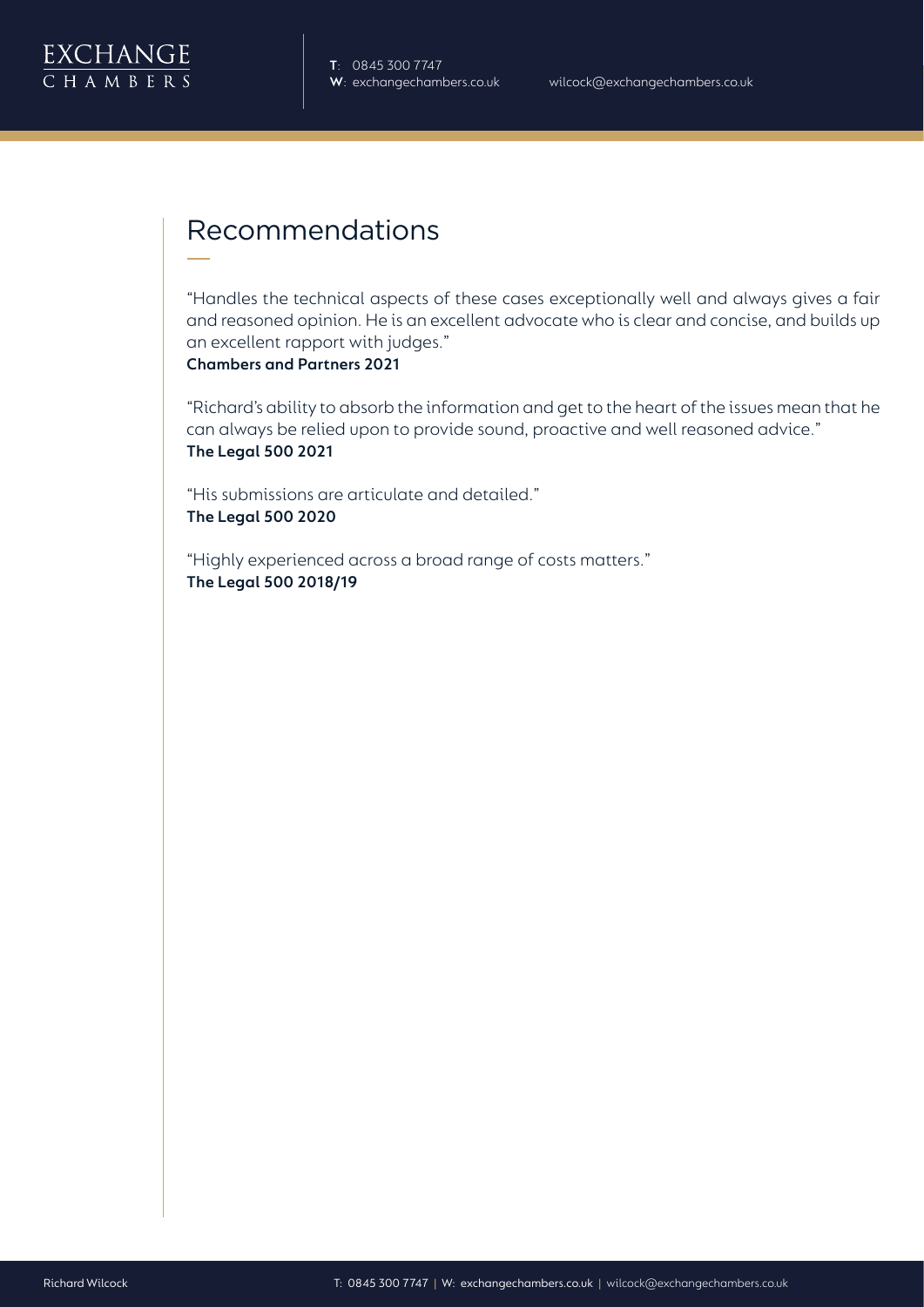## Recommendations

"Handles the technical aspects of these cases exceptionally well and always gives a fair and reasoned opinion. He is an excellent advocate who is clear and concise, and builds up an excellent rapport with judges."
**Chambers and Partners 2021**

"Richard's ability to absorb the information and get to the heart of the issues mean that he can always be relied upon to provide sound, proactive and well reasoned advice."
**The Legal 500 2021**

"His submissions are articulate and detailed."
**The Legal 500 2020**

"Highly experienced across a broad range of costs matters."
**The Legal 500 2018/19**